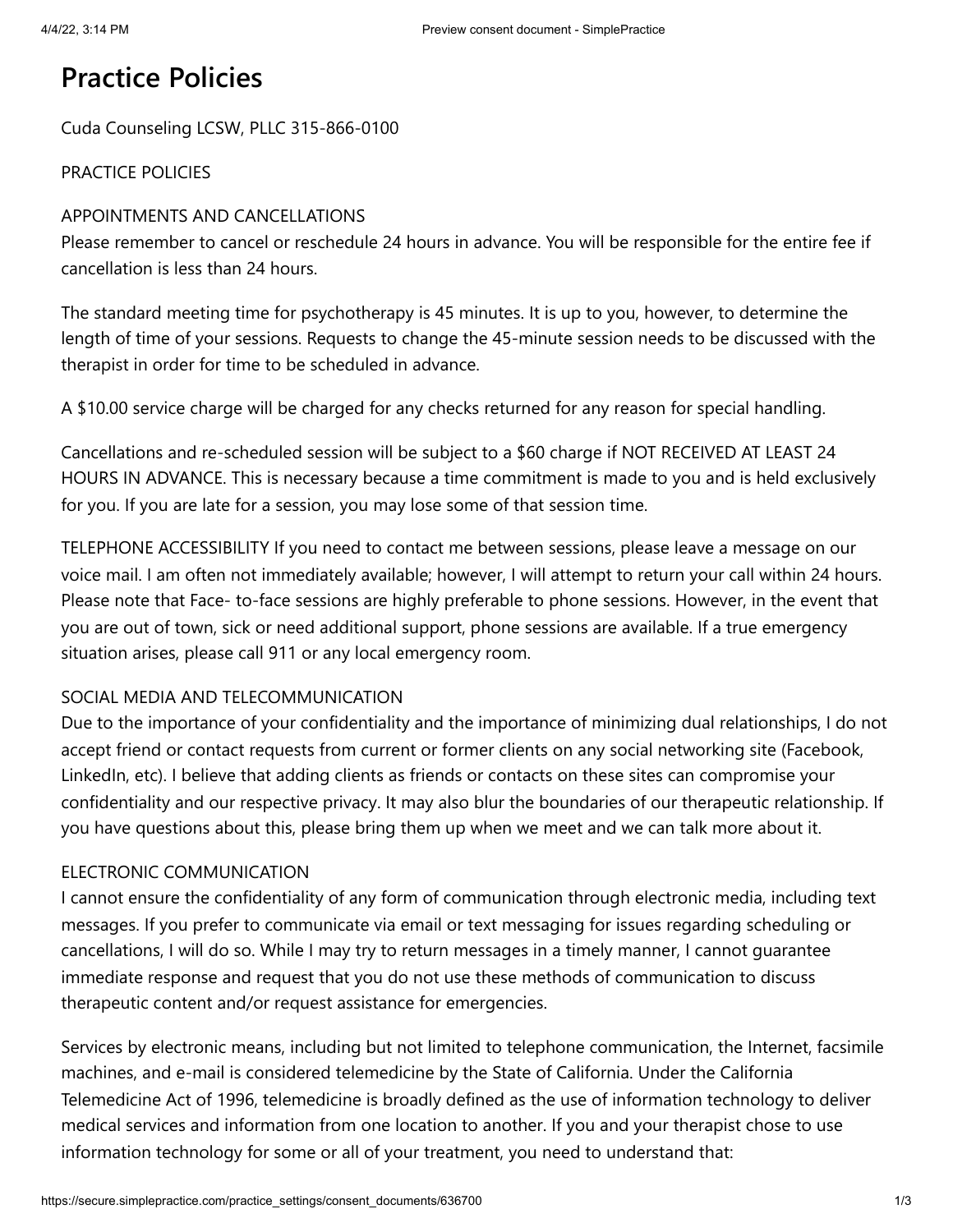# Practice Policies

Cuda Counseling LCSW, PLLC 315-866-0100

PRACTICE POLICIES

APPOINTMENTS AND CANCELLATIONS
Please remember to cancel or reschedule 24 hours in advance. You will be responsible for the entire fee if cancellation is less than 24 hours.

The standard meeting time for psychotherapy is 45 minutes. It is up to you, however, to determine the length of time of your sessions. Requests to change the 45-minute session needs to be discussed with the therapist in order for time to be scheduled in advance.

A $10.00 service charge will be charged for any checks returned for any reason for special handling.

Cancellations and re-scheduled session will be subject to a $60 charge if NOT RECEIVED AT LEAST 24 HOURS IN ADVANCE. This is necessary because a time commitment is made to you and is held exclusively for you. If you are late for a session, you may lose some of that session time.

TELEPHONE ACCESSIBILITY If you need to contact me between sessions, please leave a message on our voice mail. I am often not immediately available; however, I will attempt to return your call within 24 hours. Please note that Face- to-face sessions are highly preferable to phone sessions. However, in the event that you are out of town, sick or need additional support, phone sessions are available. If a true emergency situation arises, please call 911 or any local emergency room.

SOCIAL MEDIA AND TELECOMMUNICATION
Due to the importance of your confidentiality and the importance of minimizing dual relationships, I do not accept friend or contact requests from current or former clients on any social networking site (Facebook, LinkedIn, etc). I believe that adding clients as friends or contacts on these sites can compromise your confidentiality and our respective privacy. It may also blur the boundaries of our therapeutic relationship. If you have questions about this, please bring them up when we meet and we can talk more about it.

ELECTRONIC COMMUNICATION
I cannot ensure the confidentiality of any form of communication through electronic media, including text messages. If you prefer to communicate via email or text messaging for issues regarding scheduling or cancellations, I will do so. While I may try to return messages in a timely manner, I cannot guarantee immediate response and request that you do not use these methods of communication to discuss therapeutic content and/or request assistance for emergencies.

Services by electronic means, including but not limited to telephone communication, the Internet, facsimile machines, and e-mail is considered telemedicine by the State of California. Under the California Telemedicine Act of 1996, telemedicine is broadly defined as the use of information technology to deliver medical services and information from one location to another. If you and your therapist chose to use information technology for some or all of your treatment, you need to understand that: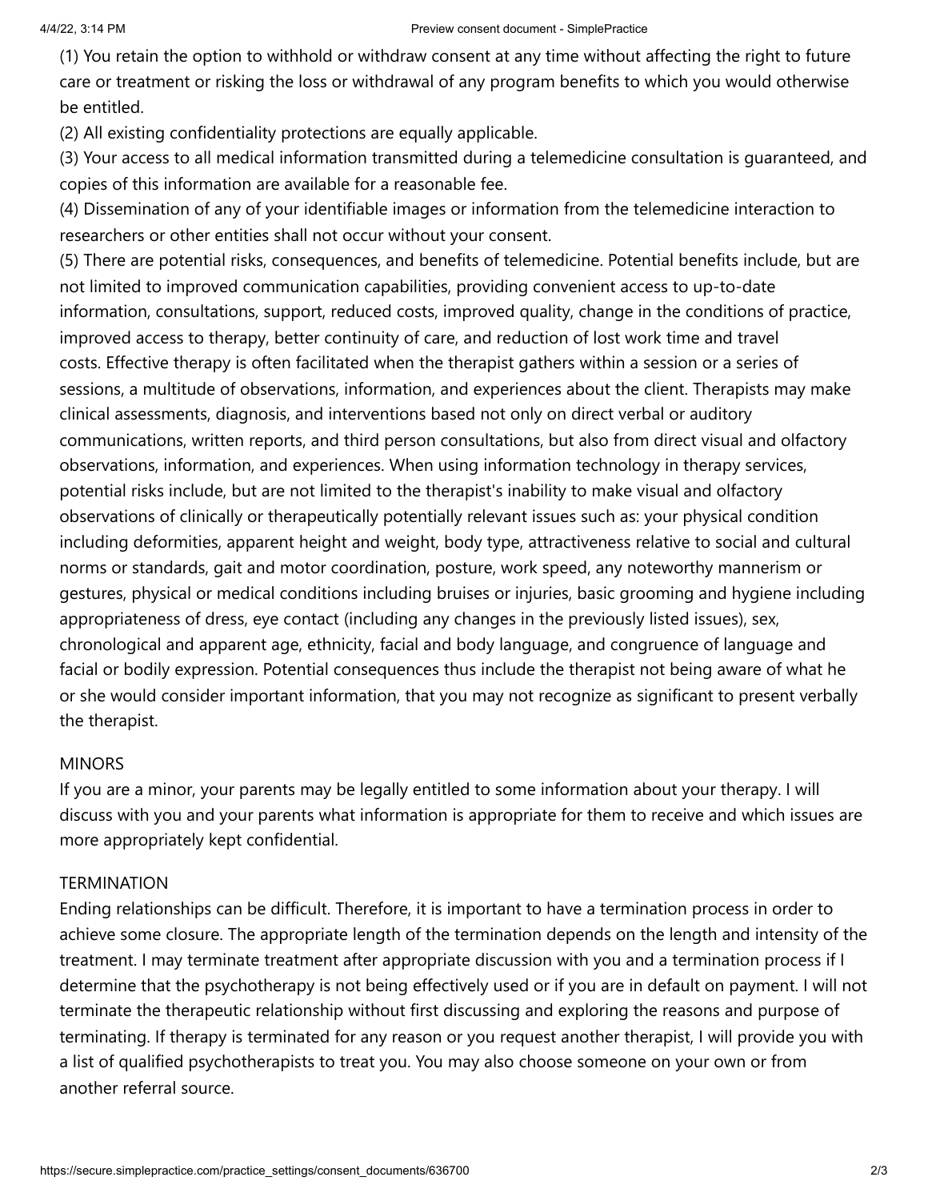(1) You retain the option to withhold or withdraw consent at any time without affecting the right to future care or treatment or risking the loss or withdrawal of any program benefits to which you would otherwise be entitled.

(2) All existing confidentiality protections are equally applicable.

(3) Your access to all medical information transmitted during a telemedicine consultation is guaranteed, and copies of this information are available for a reasonable fee.

(4) Dissemination of any of your identifiable images or information from the telemedicine interaction to researchers or other entities shall not occur without your consent.

(5) There are potential risks, consequences, and benefits of telemedicine. Potential benefits include, but are not limited to improved communication capabilities, providing convenient access to up-to-date information, consultations, support, reduced costs, improved quality, change in the conditions of practice, improved access to therapy, better continuity of care, and reduction of lost work time and travel costs. Effective therapy is often facilitated when the therapist gathers within a session or a series of sessions, a multitude of observations, information, and experiences about the client. Therapists may make clinical assessments, diagnosis, and interventions based not only on direct verbal or auditory communications, written reports, and third person consultations, but also from direct visual and olfactory observations, information, and experiences. When using information technology in therapy services, potential risks include, but are not limited to the therapist's inability to make visual and olfactory observations of clinically or therapeutically potentially relevant issues such as: your physical condition including deformities, apparent height and weight, body type, attractiveness relative to social and cultural norms or standards, gait and motor coordination, posture, work speed, any noteworthy mannerism or gestures, physical or medical conditions including bruises or injuries, basic grooming and hygiene including appropriateness of dress, eye contact (including any changes in the previously listed issues), sex, chronological and apparent age, ethnicity, facial and body language, and congruence of language and facial or bodily expression. Potential consequences thus include the therapist not being aware of what he or she would consider important information, that you may not recognize as significant to present verbally the therapist.

MINORS

If you are a minor, your parents may be legally entitled to some information about your therapy. I will discuss with you and your parents what information is appropriate for them to receive and which issues are more appropriately kept confidential.

TERMINATION

Ending relationships can be difficult. Therefore, it is important to have a termination process in order to achieve some closure. The appropriate length of the termination depends on the length and intensity of the treatment. I may terminate treatment after appropriate discussion with you and a termination process if I determine that the psychotherapy is not being effectively used or if you are in default on payment. I will not terminate the therapeutic relationship without first discussing and exploring the reasons and purpose of terminating. If therapy is terminated for any reason or you request another therapist, I will provide you with a list of qualified psychotherapists to treat you. You may also choose someone on your own or from another referral source.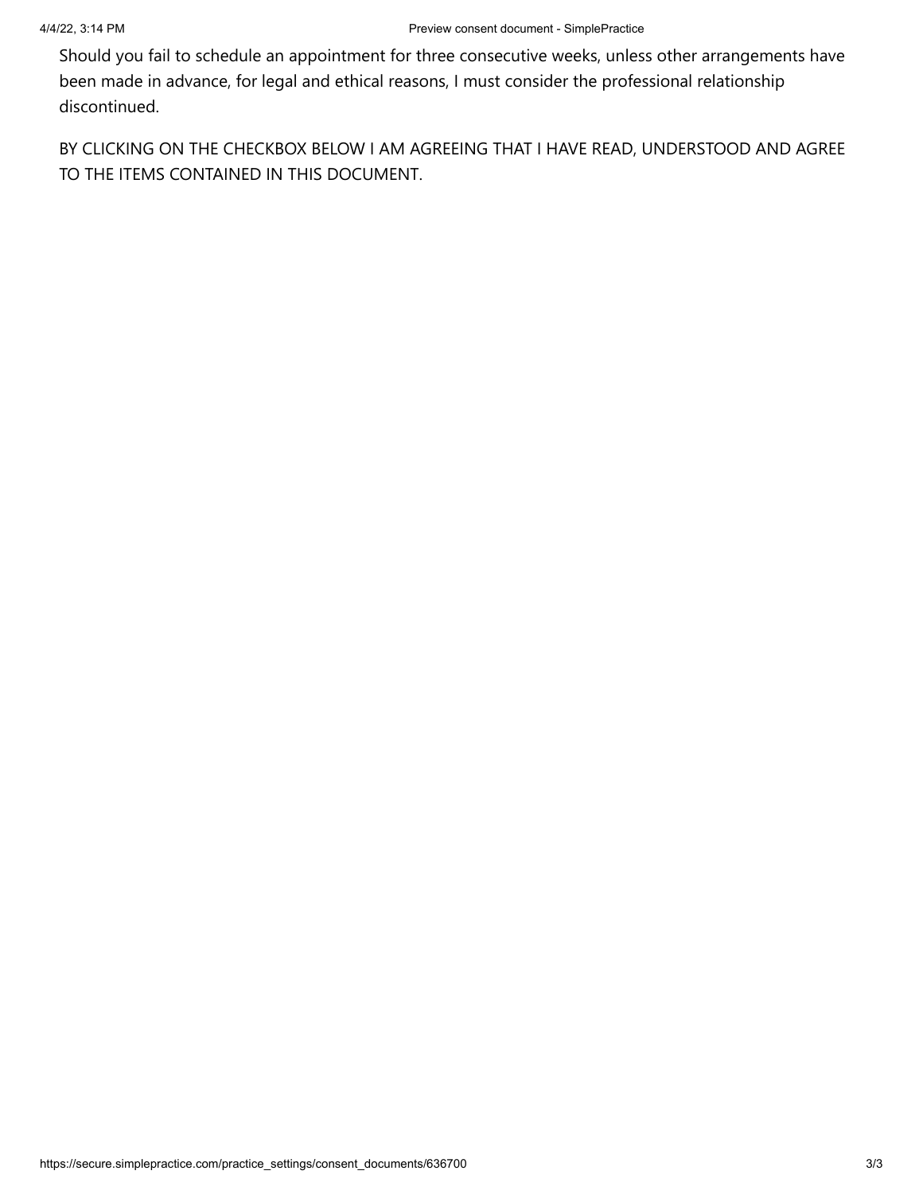Should you fail to schedule an appointment for three consecutive weeks, unless other arrangements have been made in advance, for legal and ethical reasons, I must consider the professional relationship discontinued.

BY CLICKING ON THE CHECKBOX BELOW I AM AGREEING THAT I HAVE READ, UNDERSTOOD AND AGREE TO THE ITEMS CONTAINED IN THIS DOCUMENT.